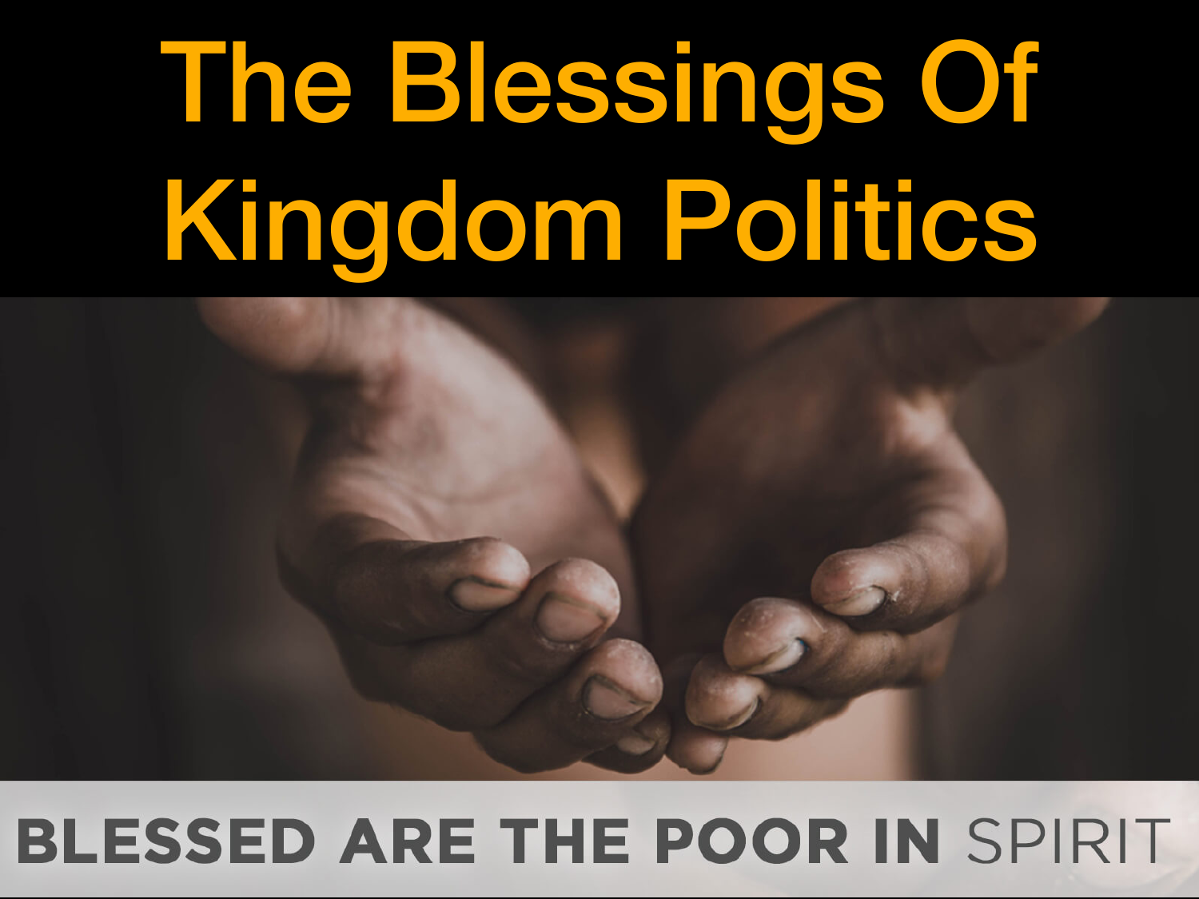# The Blessings Of Kingdom Politics

BLESSED ARE THE POOR IN SPIRIT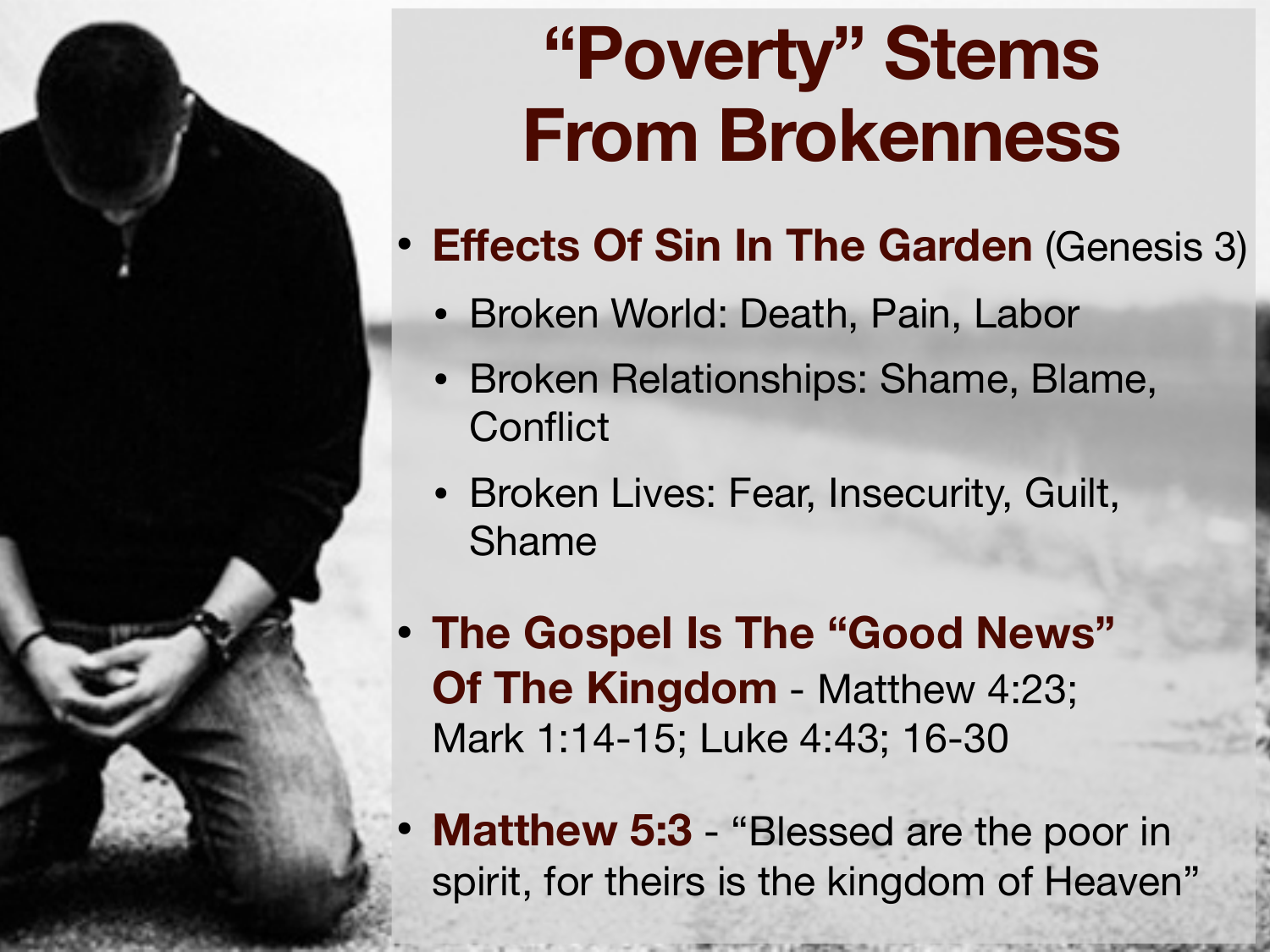# "Poverty" Stems From Brokenness

- **Effects Of Sin In The Garden** (Genesis 3)
  - Broken World: Death, Pain, Labor
  - Broken Relationships: Shame, Blame, Conflict
  - Broken Lives: Fear, Insecurity, Guilt, Shame
- **The Gospel Is The "Good News" Of The Kingdom** - Matthew 4:23; Mark 1:14-15; Luke 4:43; 16-30
- **Matthew 5:3** - "Blessed are the poor in spirit, for theirs is the kingdom of Heaven"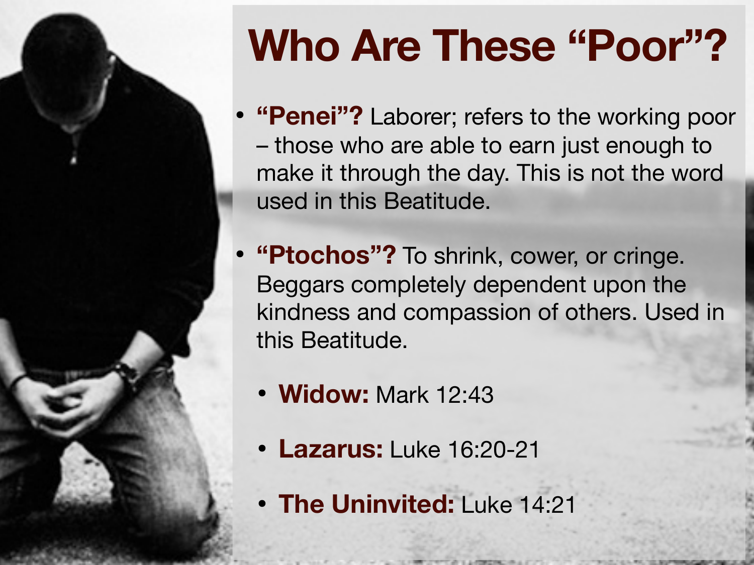# Who Are These "Poor"?

- **"Penei"?** Laborer; refers to the working poor – those who are able to earn just enough to make it through the day. This is not the word used in this Beatitude.
- **"Ptochos"?** To shrink, cower, or cringe. Beggars completely dependent upon the kindness and compassion of others. Used in this Beatitude.
  - **Widow:** Mark 12:43
  - **Lazarus:** Luke 16:20-21
  - **The Uninvited:** Luke 14:21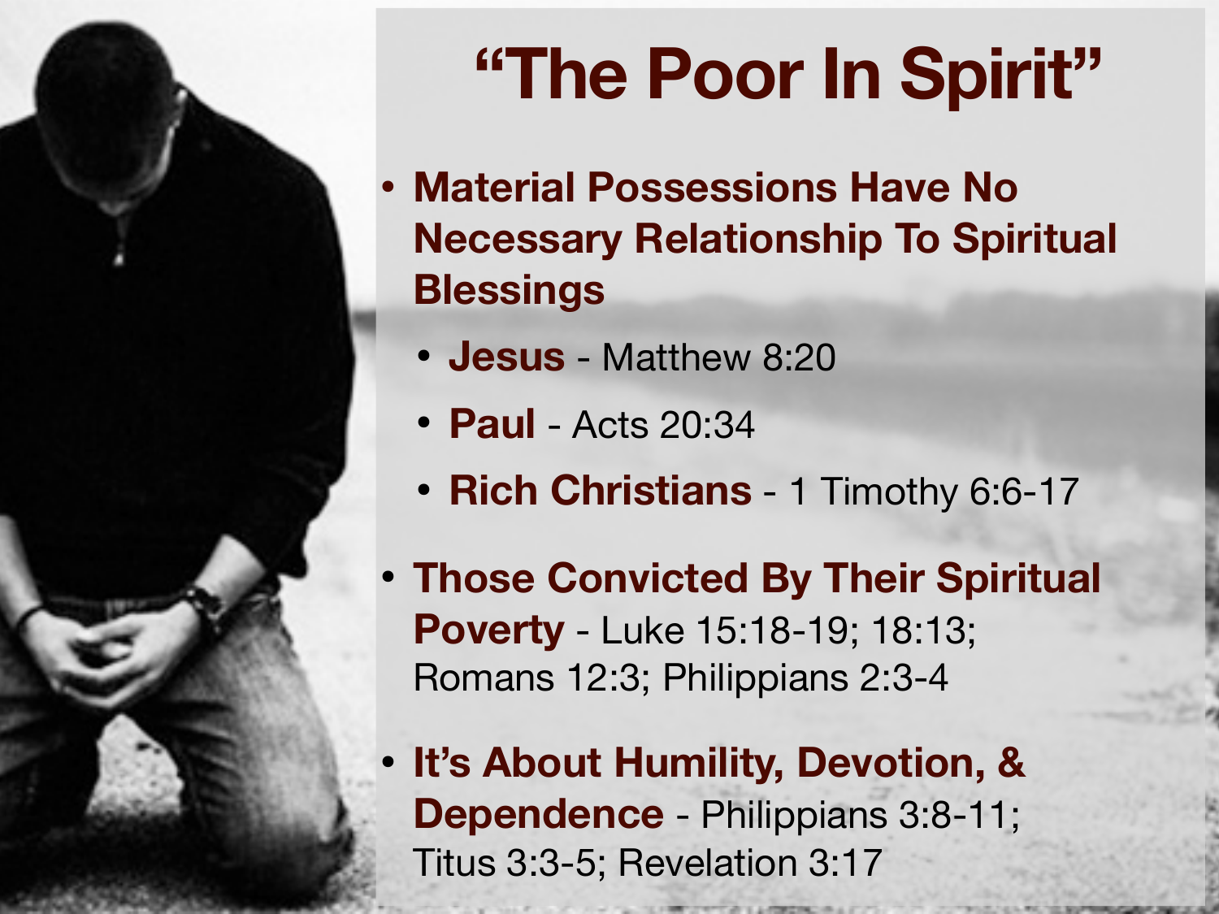# "The Poor In Spirit"

- **Material Possessions Have No Necessary Relationship To Spiritual Blessings**
  - **Jesus** - Matthew 8:20
  - **Paul** - Acts 20:34
  - **Rich Christians** - 1 Timothy 6:6-17
- **Those Convicted By Their Spiritual Poverty** - Luke 15:18-19; 18:13; Romans 12:3; Philippians 2:3-4
- **It's About Humility, Devotion, & Dependence** - Philippians 3:8-11; Titus 3:3-5; Revelation 3:17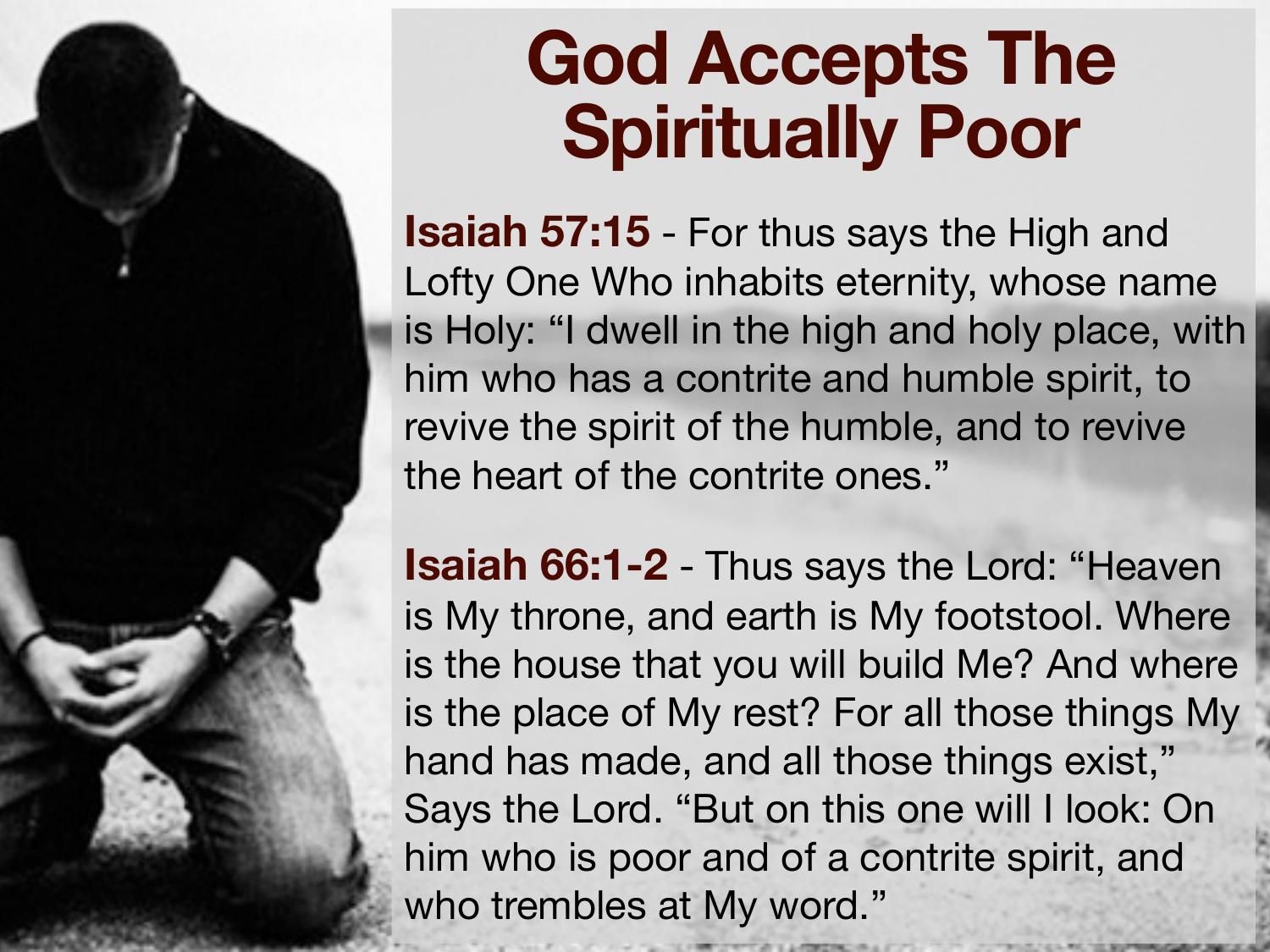# God Accepts The Spiritually Poor

**Isaiah 57:15** - For thus says the High and Lofty One Who inhabits eternity, whose name is Holy: “I dwell in the high and holy place, with him who has a contrite and humble spirit, to revive the spirit of the humble, and to revive the heart of the contrite ones.”

**Isaiah 66:1-2** - Thus says the Lord: “Heaven is My throne, and earth is My footstool. Where is the house that you will build Me? And where is the place of My rest? For all those things My hand has made, and all those things exist,” Says the Lord. “But on this one will I look: On him who is poor and of a contrite spirit, and who trembles at My word.”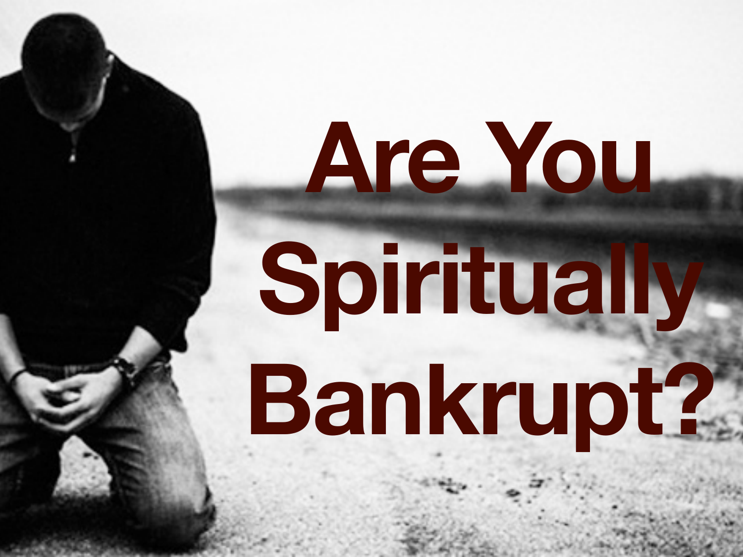# Are You Spiritually Bankrupt?